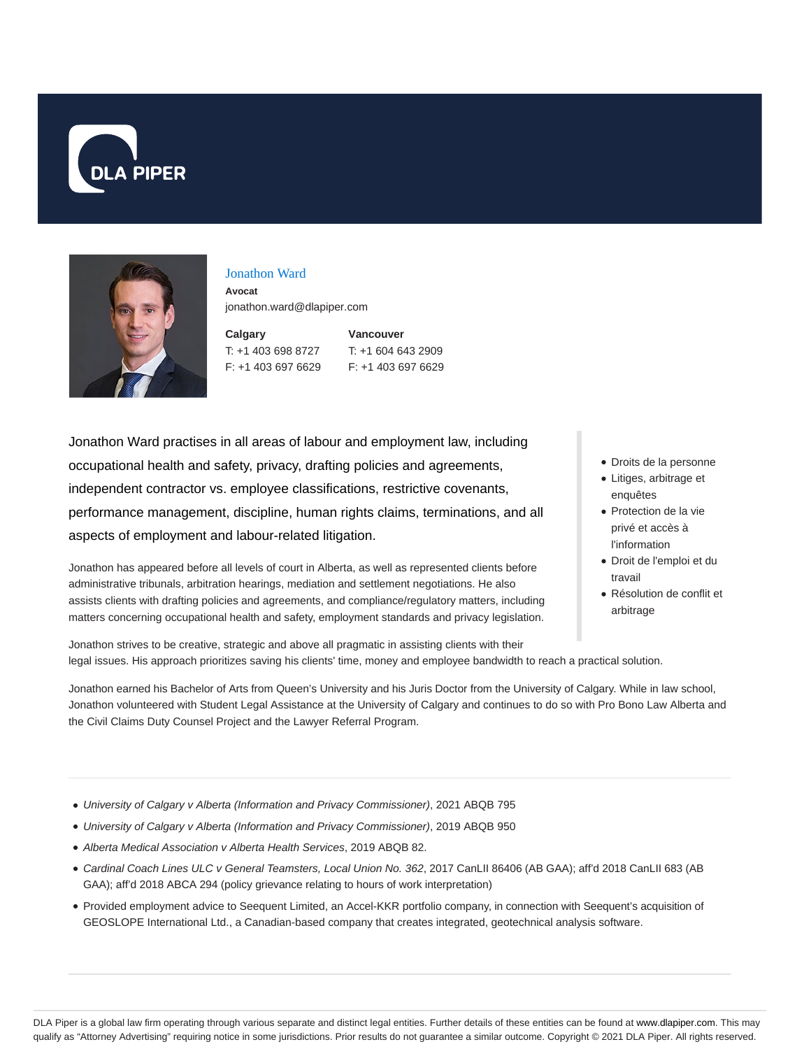# Jonathon Ward

**Avocat**

jonathon.ward@dlapiper.com

**Calgary**
T: +1 403 698 8727
F: +1 403 697 6629

**Vancouver**
T: +1 604 643 2909
F: +1 403 697 6629

Jonathon Ward practises in all areas of labour and employment law, including occupational health and safety, privacy, drafting policies and agreements, independent contractor vs. employee classifications, restrictive covenants, performance management, discipline, human rights claims, terminations, and all aspects of employment and labour-related litigation.

Jonathon has appeared before all levels of court in Alberta, as well as represented clients before administrative tribunals, arbitration hearings, mediation and settlement negotiations. He also assists clients with drafting policies and agreements, and compliance/regulatory matters, including matters concerning occupational health and safety, employment standards and privacy legislation.

Jonathon strives to be creative, strategic and above all pragmatic in assisting clients with their legal issues. His approach prioritizes saving his clients' time, money and employee bandwidth to reach a practical solution.

Jonathon earned his Bachelor of Arts from Queen's University and his Juris Doctor from the University of Calgary. While in law school, Jonathon volunteered with Student Legal Assistance at the University of Calgary and continues to do so with Pro Bono Law Alberta and the Civil Claims Duty Counsel Project and the Lawyer Referral Program.

- Droits de la personne
- Litiges, arbitrage et enquêtes
- Protection de la vie privé et accès à l'information
- Droit de l'emploi et du travail
- Résolution de conflit et arbitrage

---

- *University of Calgary v Alberta (Information and Privacy Commissioner)*, 2021 ABQB 795
- *University of Calgary v Alberta (Information and Privacy Commissioner)*, 2019 ABQB 950
- *Alberta Medical Association v Alberta Health Services*, 2019 ABQB 82.
- *Cardinal Coach Lines ULC v General Teamsters, Local Union No. 362*, 2017 CanLII 86406 (AB GAA); aff'd 2018 CanLII 683 (AB GAA); aff'd 2018 ABCA 294 (policy grievance relating to hours of work interpretation)
- Provided employment advice to Seequent Limited, an Accel-KKR portfolio company, in connection with Seequent's acquisition of GEOSLOPE International Ltd., a Canadian-based company that creates integrated, geotechnical analysis software.

---

DLA Piper is a global law firm operating through various separate and distinct legal entities. Further details of these entities can be found at www.dlapiper.com. This may qualify as "Attorney Advertising" requiring notice in some jurisdictions. Prior results do not guarantee a similar outcome. Copyright © 2021 DLA Piper. All rights reserved.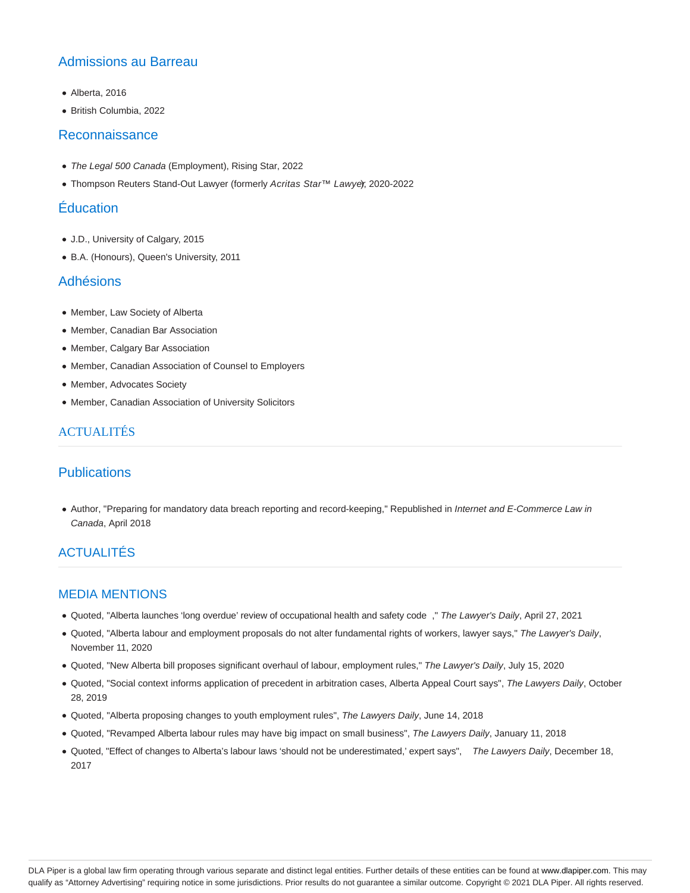## Admissions au Barreau

- Alberta, 2016
- British Columbia, 2022

## Reconnaissance

- *The Legal 500 Canada* (Employment), Rising Star, 2022
- Thompson Reuters Stand-Out Lawyer (formerly *Acritas Star™ Lawyer*), 2020-2022

## Éducation

- J.D., University of Calgary, 2015
- B.A. (Honours), Queen's University, 2011

## Adhésions

- Member, Law Society of Alberta
- Member, Canadian Bar Association
- Member, Calgary Bar Association
- Member, Canadian Association of Counsel to Employers
- Member, Advocates Society
- Member, Canadian Association of University Solicitors

## ACTUALITÉS

## Publications

- Author, "Preparing for mandatory data breach reporting and record-keeping," Republished in *Internet and E-Commerce Law in Canada*, April 2018

## ACTUALITÉS

### MEDIA MENTIONS

- Quoted, "Alberta launches 'long overdue' review of occupational health and safety code ," *The Lawyer's Daily*, April 27, 2021
- Quoted, "Alberta labour and employment proposals do not alter fundamental rights of workers, lawyer says," *The Lawyer's Daily*, November 11, 2020
- Quoted, "New Alberta bill proposes significant overhaul of labour, employment rules," *The Lawyer's Daily*, July 15, 2020
- Quoted, "Social context informs application of precedent in arbitration cases, Alberta Appeal Court says", *The Lawyers Daily*, October 28, 2019
- Quoted, "Alberta proposing changes to youth employment rules", *The Lawyers Daily*, June 14, 2018
- Quoted, "Revamped Alberta labour rules may have big impact on small business", *The Lawyers Daily*, January 11, 2018
- Quoted, "Effect of changes to Alberta's labour laws 'should not be underestimated,' expert says", *The Lawyers Daily*, December 18, 2017

DLA Piper is a global law firm operating through various separate and distinct legal entities. Further details of these entities can be found at www.dlapiper.com. This may qualify as "Attorney Advertising" requiring notice in some jurisdictions. Prior results do not guarantee a similar outcome. Copyright © 2021 DLA Piper. All rights reserved.